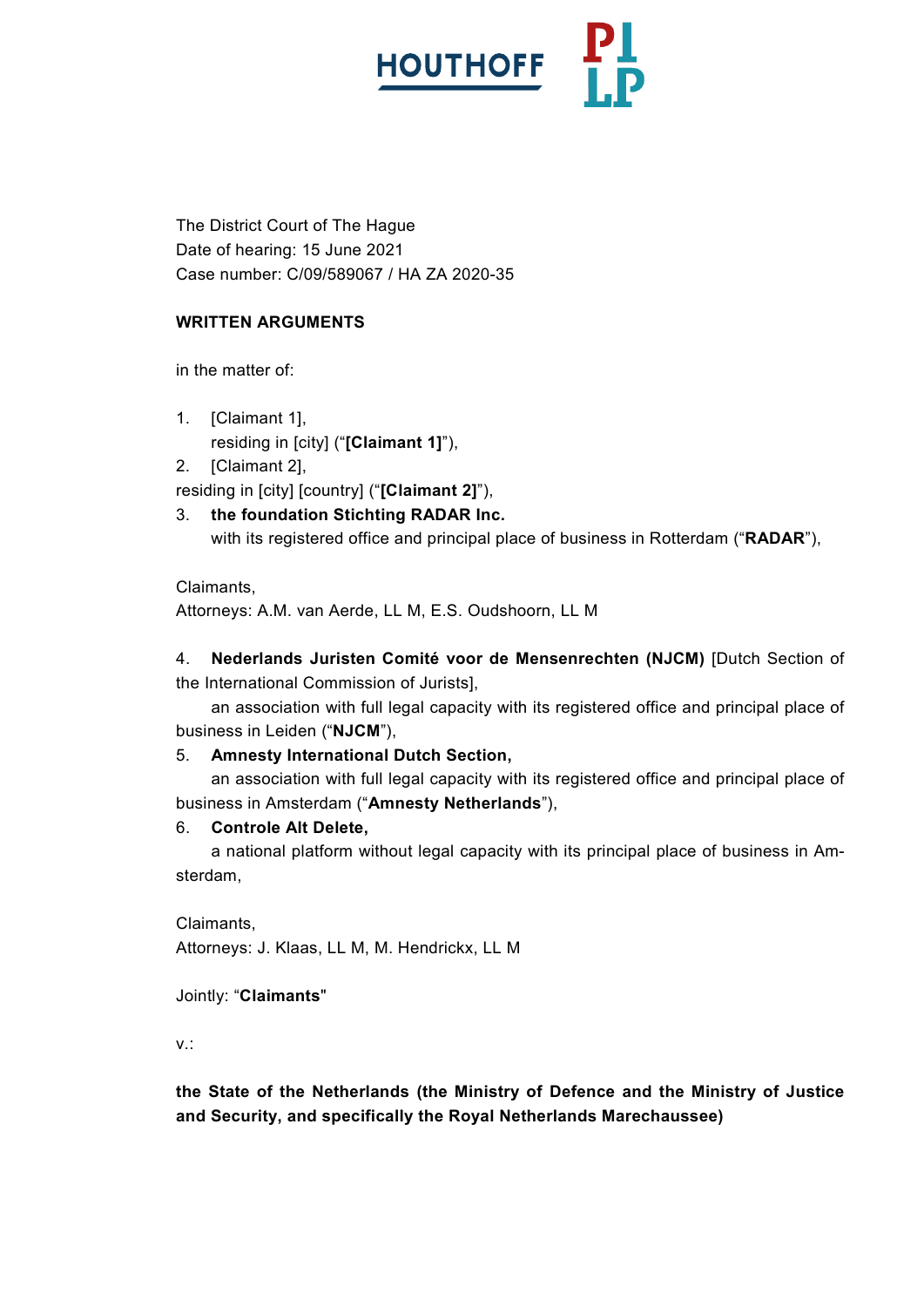HOUTHOFF PILP

The District Court of The Hague
Date of hearing: 15 June 2021
Case number: C/09/589067 / HA ZA 2020-35

**WRITTEN ARGUMENTS**

in the matter of:

1. [Claimant 1],
   residing in [city] ("**[Claimant 1]**"),
2. [Claimant 2],
   residing in [city] [country] ("**[Claimant 2]**"),
3. **the foundation Stichting RADAR Inc.**
   with its registered office and principal place of business in Rotterdam ("**RADAR**"),

Claimants,
Attorneys: A.M. van Aerde, LL M, E.S. Oudshoorn, LL M

4. **Nederlands Juristen Comité voor de Mensenrechten (NJCM)** [Dutch Section of the International Commission of Jurists],
   an association with full legal capacity with its registered office and principal place of business in Leiden ("**NJCM**"),
5. **Amnesty International Dutch Section,**
   an association with full legal capacity with its registered office and principal place of business in Amsterdam ("**Amnesty Netherlands**"),
6. **Controle Alt Delete,**
   a national platform without legal capacity with its principal place of business in Amsterdam,

Claimants,
Attorneys: J. Klaas, LL M, M. Hendrickx, LL M

Jointly: "**Claimants**"

v.:

**the State of the Netherlands (the Ministry of Defence and the Ministry of Justice and Security, and specifically the Royal Netherlands Marechaussee)**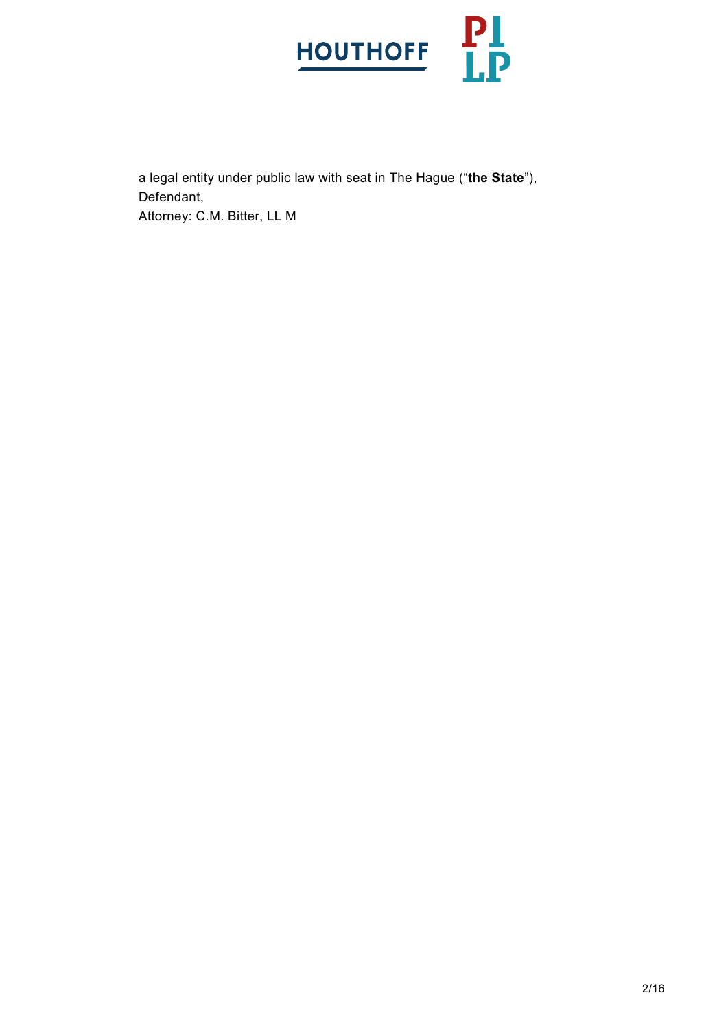a legal entity under public law with seat in The Hague ("**the State**"),
Defendant,
Attorney: C.M. Bitter, LL M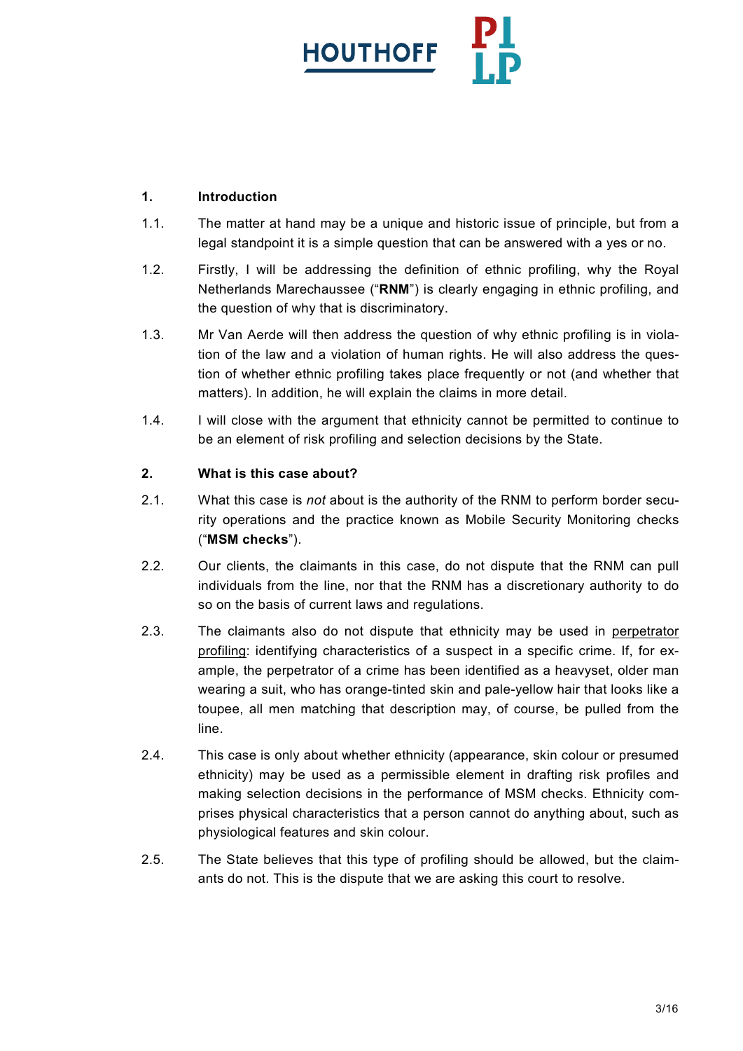## 1. Introduction

1.1. The matter at hand may be a unique and historic issue of principle, but from a legal standpoint it is a simple question that can be answered with a yes or no.

1.2. Firstly, I will be addressing the definition of ethnic profiling, why the Royal Netherlands Marechaussee ("**RNM**") is clearly engaging in ethnic profiling, and the question of why that is discriminatory.

1.3. Mr Van Aerde will then address the question of why ethnic profiling is in violation of the law and a violation of human rights. He will also address the question of whether ethnic profiling takes place frequently or not (and whether that matters). In addition, he will explain the claims in more detail.

1.4. I will close with the argument that ethnicity cannot be permitted to continue to be an element of risk profiling and selection decisions by the State.

## 2. What is this case about?

2.1. What this case is *not* about is the authority of the RNM to perform border security operations and the practice known as Mobile Security Monitoring checks ("**MSM checks**").

2.2. Our clients, the claimants in this case, do not dispute that the RNM can pull individuals from the line, nor that the RNM has a discretionary authority to do so on the basis of current laws and regulations.

2.3. The claimants also do not dispute that ethnicity may be used in perpetrator profiling: identifying characteristics of a suspect in a specific crime. If, for example, the perpetrator of a crime has been identified as a heavyset, older man wearing a suit, who has orange-tinted skin and pale-yellow hair that looks like a toupee, all men matching that description may, of course, be pulled from the line.

2.4. This case is only about whether ethnicity (appearance, skin colour or presumed ethnicity) may be used as a permissible element in drafting risk profiles and making selection decisions in the performance of MSM checks. Ethnicity comprises physical characteristics that a person cannot do anything about, such as physiological features and skin colour.

2.5. The State believes that this type of profiling should be allowed, but the claimants do not. This is the dispute that we are asking this court to resolve.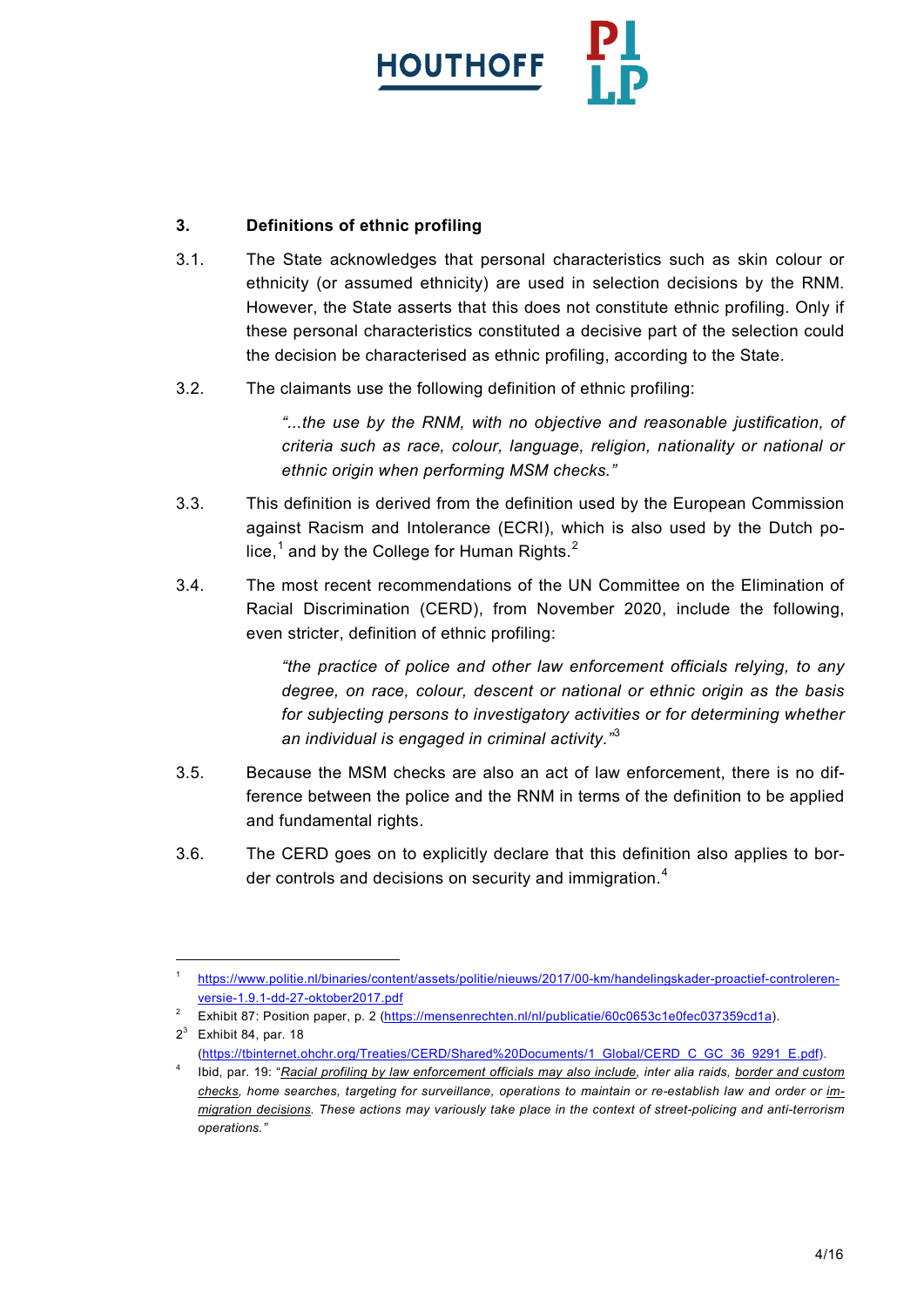### 3. Definitions of ethnic profiling

3.1. The State acknowledges that personal characteristics such as skin colour or ethnicity (or assumed ethnicity) are used in selection decisions by the RNM. However, the State asserts that this does not constitute ethnic profiling. Only if these personal characteristics constituted a decisive part of the selection could the decision be characterised as ethnic profiling, according to the State.

3.2. The claimants use the following definition of ethnic profiling:

> *"...the use by the RNM, with no objective and reasonable justification, of criteria such as race, colour, language, religion, nationality or national or ethnic origin when performing MSM checks."*

3.3. This definition is derived from the definition used by the European Commission against Racism and Intolerance (ECRI), which is also used by the Dutch police,[1] and by the College for Human Rights.[2]

3.4. The most recent recommendations of the UN Committee on the Elimination of Racial Discrimination (CERD), from November 2020, include the following, even stricter, definition of ethnic profiling:

> *"the practice of police and other law enforcement officials relying, to any degree, on race, colour, descent or national or ethnic origin as the basis for subjecting persons to investigatory activities or for determining whether an individual is engaged in criminal activity."*[3]

3.5. Because the MSM checks are also an act of law enforcement, there is no difference between the police and the RNM in terms of the definition to be applied and fundamental rights.

3.6. The CERD goes on to explicitly declare that this definition also applies to border controls and decisions on security and immigration.[4]

---

[1] https://www.politie.nl/binaries/content/assets/politie/nieuws/2017/00-km/handelingskader-proactief-controleren-versie-1.9.1-dd-27-oktober2017.pdf

[2] Exhibit 87: Position paper, p. 2 (https://mensenrechten.nl/nl/publicatie/60c0653c1e0fec037359cd1a).

[3] Exhibit 84, par. 18 (https://tbinternet.ohchr.org/Treaties/CERD/Shared%20Documents/1_Global/CERD_C_GC_36_9291_E.pdf).

[4] Ibid, par. 19: "*<u>Racial profiling by law enforcement officials may also include</u>, inter alia raids, <u>border and custom checks</u>, home searches, targeting for surveillance, operations to maintain or re-establish law and order or <u>immigration decisions</u>. These actions may variously take place in the context of street-policing and anti-terrorism operations.*"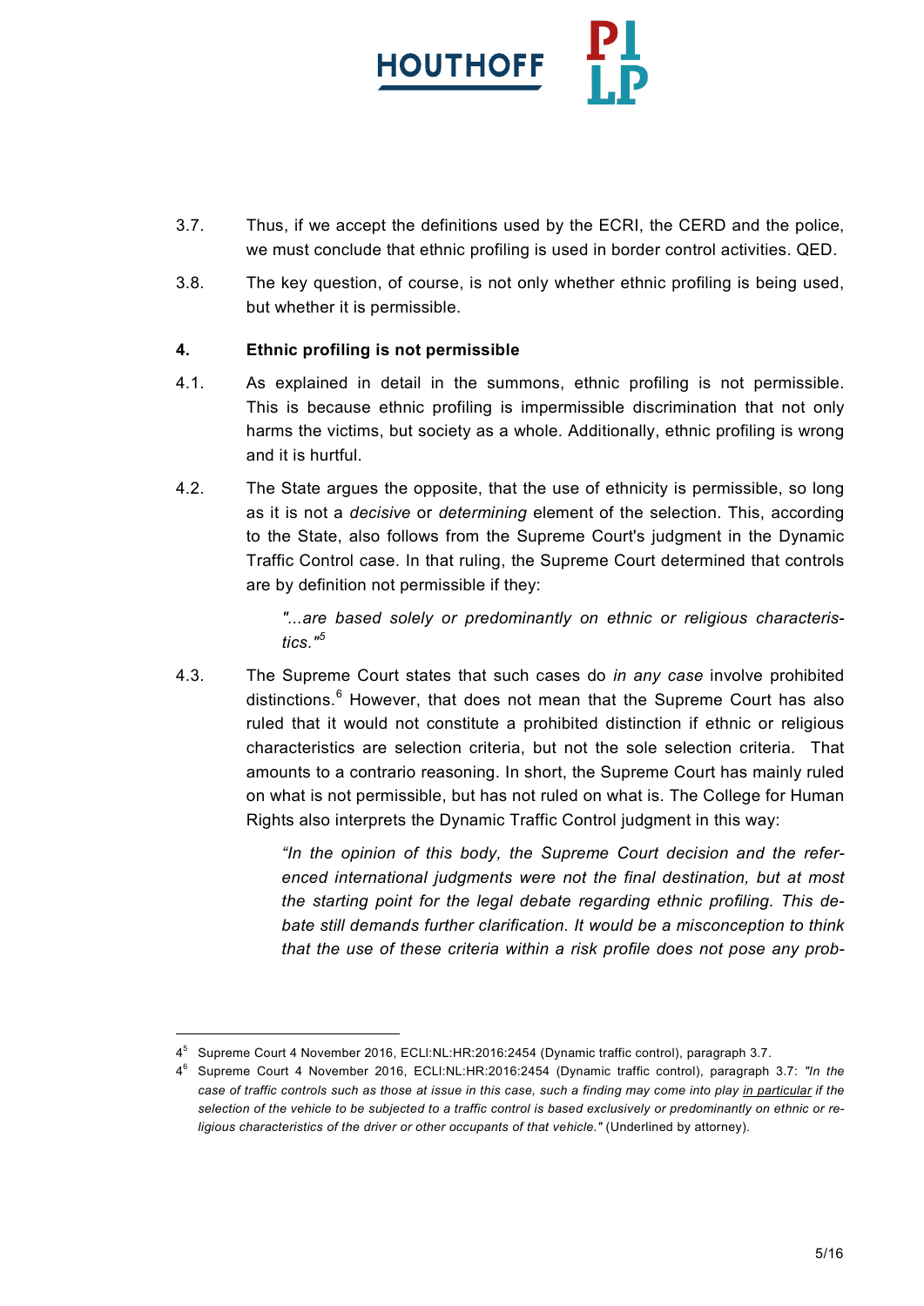3.7. Thus, if we accept the definitions used by the ECRI, the CERD and the police, we must conclude that ethnic profiling is used in border control activities. QED.

3.8. The key question, of course, is not only whether ethnic profiling is being used, but whether it is permissible.

## 4. Ethnic profiling is not permissible

4.1. As explained in detail in the summons, ethnic profiling is not permissible. This is because ethnic profiling is impermissible discrimination that not only harms the victims, but society as a whole. Additionally, ethnic profiling is wrong and it is hurtful.

4.2. The State argues the opposite, that the use of ethnicity is permissible, so long as it is not a *decisive* or *determining* element of the selection. This, according to the State, also follows from the Supreme Court's judgment in the Dynamic Traffic Control case. In that ruling, the Supreme Court determined that controls are by definition not permissible if they:

> *"...are based solely or predominantly on ethnic or religious characteristics."*[5]

4.3. The Supreme Court states that such cases do *in any case* involve prohibited distinctions.[6] However, that does not mean that the Supreme Court has also ruled that it would not constitute a prohibited distinction if ethnic or religious characteristics are selection criteria, but not the sole selection criteria. That amounts to a contrario reasoning. In short, the Supreme Court has mainly ruled on what is not permissible, but has not ruled on what is. The College for Human Rights also interprets the Dynamic Traffic Control judgment in this way:

> *"In the opinion of this body, the Supreme Court decision and the referenced international judgments were not the final destination, but at most the starting point for the legal debate regarding ethnic profiling. This debate still demands further clarification. It would be a misconception to think that the use of these criteria within a risk profile does not pose any prob-*

---

[5] Supreme Court 4 November 2016, ECLI:NL:HR:2016:2454 (Dynamic traffic control), paragraph 3.7.

[6] Supreme Court 4 November 2016, ECLI:NL:HR:2016:2454 (Dynamic traffic control), paragraph 3.7: *"In the case of traffic controls such as those at issue in this case, such a finding may come into play in particular if the selection of the vehicle to be subjected to a traffic control is based exclusively or predominantly on ethnic or religious characteristics of the driver or other occupants of that vehicle."* (Underlined by attorney).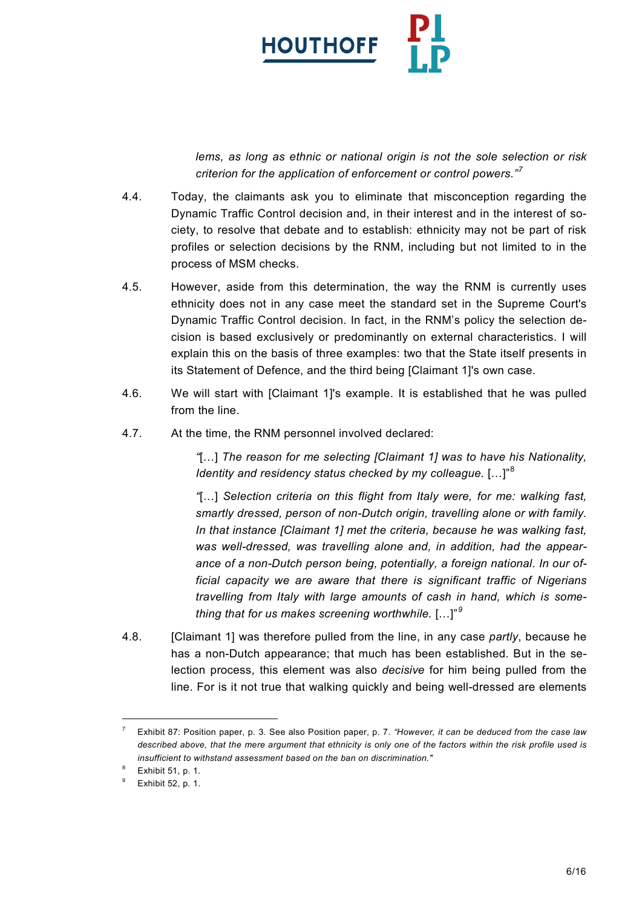*lems, as long as ethnic or national origin is not the sole selection or risk criterion for the application of enforcement or control powers."*[7]

4.4. Today, the claimants ask you to eliminate that misconception regarding the Dynamic Traffic Control decision and, in their interest and in the interest of society, to resolve that debate and to establish: ethnicity may not be part of risk profiles or selection decisions by the RNM, including but not limited to in the process of MSM checks.

4.5. However, aside from this determination, the way the RNM is currently uses ethnicity does not in any case meet the standard set in the Supreme Court's Dynamic Traffic Control decision. In fact, in the RNM's policy the selection decision is based exclusively or predominantly on external characteristics. I will explain this on the basis of three examples: two that the State itself presents in its Statement of Defence, and the third being [Claimant 1]'s own case.

4.6. We will start with [Claimant 1]'s example. It is established that he was pulled from the line.

4.7. At the time, the RNM personnel involved declared:

> "[…] *The reason for me selecting [Claimant 1] was to have his Nationality, Identity and residency status checked by my colleague.* […]"[8]
>
> "[…] *Selection criteria on this flight from Italy were, for me: walking fast, smartly dressed, person of non-Dutch origin, travelling alone or with family. In that instance [Claimant 1] met the criteria, because he was walking fast, was well-dressed, was travelling alone and, in addition, had the appearance of a non-Dutch person being, potentially, a foreign national. In our official capacity we are aware that there is significant traffic of Nigerians travelling from Italy with large amounts of cash in hand, which is something that for us makes screening worthwhile.* […]"[9]

4.8. [Claimant 1] was therefore pulled from the line, in any case *partly*, because he has a non-Dutch appearance; that much has been established. But in the selection process, this element was also *decisive* for him being pulled from the line. For is it not true that walking quickly and being well-dressed are elements

---

[7] Exhibit 87: Position paper, p. 3. See also Position paper, p. 7. *"However, it can be deduced from the case law described above, that the mere argument that ethnicity is only one of the factors within the risk profile used is insufficient to withstand assessment based on the ban on discrimination."*

[8] Exhibit 51, p. 1.

[9] Exhibit 52, p. 1.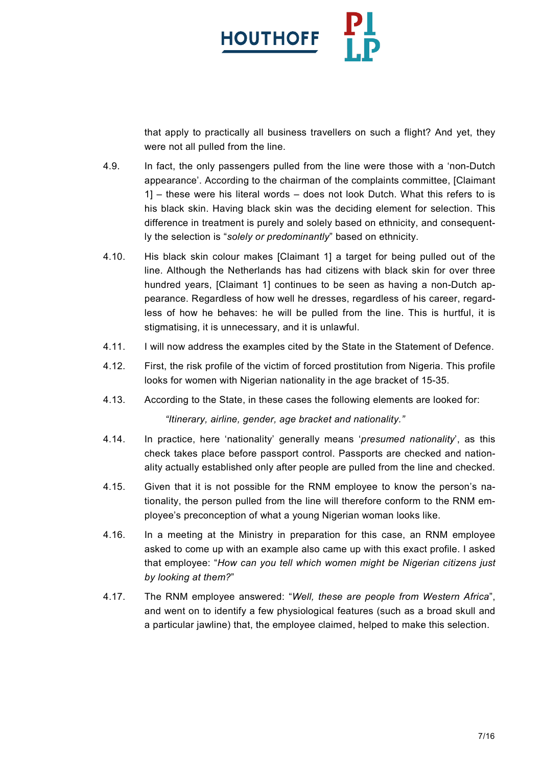that apply to practically all business travellers on such a flight? And yet, they were not all pulled from the line.

4.9. In fact, the only passengers pulled from the line were those with a 'non-Dutch appearance'. According to the chairman of the complaints committee, [Claimant 1] – these were his literal words – does not look Dutch. What this refers to is his black skin. Having black skin was the deciding element for selection. This difference in treatment is purely and solely based on ethnicity, and consequently the selection is "*solely or predominantly*" based on ethnicity.

4.10. His black skin colour makes [Claimant 1] a target for being pulled out of the line. Although the Netherlands has had citizens with black skin for over three hundred years, [Claimant 1] continues to be seen as having a non-Dutch appearance. Regardless of how well he dresses, regardless of his career, regardless of how he behaves: he will be pulled from the line. This is hurtful, it is stigmatising, it is unnecessary, and it is unlawful.

4.11. I will now address the examples cited by the State in the Statement of Defence.

4.12. First, the risk profile of the victim of forced prostitution from Nigeria. This profile looks for women with Nigerian nationality in the age bracket of 15-35.

4.13. According to the State, in these cases the following elements are looked for:

> *"Itinerary, airline, gender, age bracket and nationality."*

4.14. In practice, here 'nationality' generally means '*presumed nationality*', as this check takes place before passport control. Passports are checked and nationality actually established only after people are pulled from the line and checked.

4.15. Given that it is not possible for the RNM employee to know the person's nationality, the person pulled from the line will therefore conform to the RNM employee's preconception of what a young Nigerian woman looks like.

4.16. In a meeting at the Ministry in preparation for this case, an RNM employee asked to come up with an example also came up with this exact profile. I asked that employee: "*How can you tell which women might be Nigerian citizens just by looking at them?*"

4.17. The RNM employee answered: "*Well, these are people from Western Africa*", and went on to identify a few physiological features (such as a broad skull and a particular jawline) that, the employee claimed, helped to make this selection.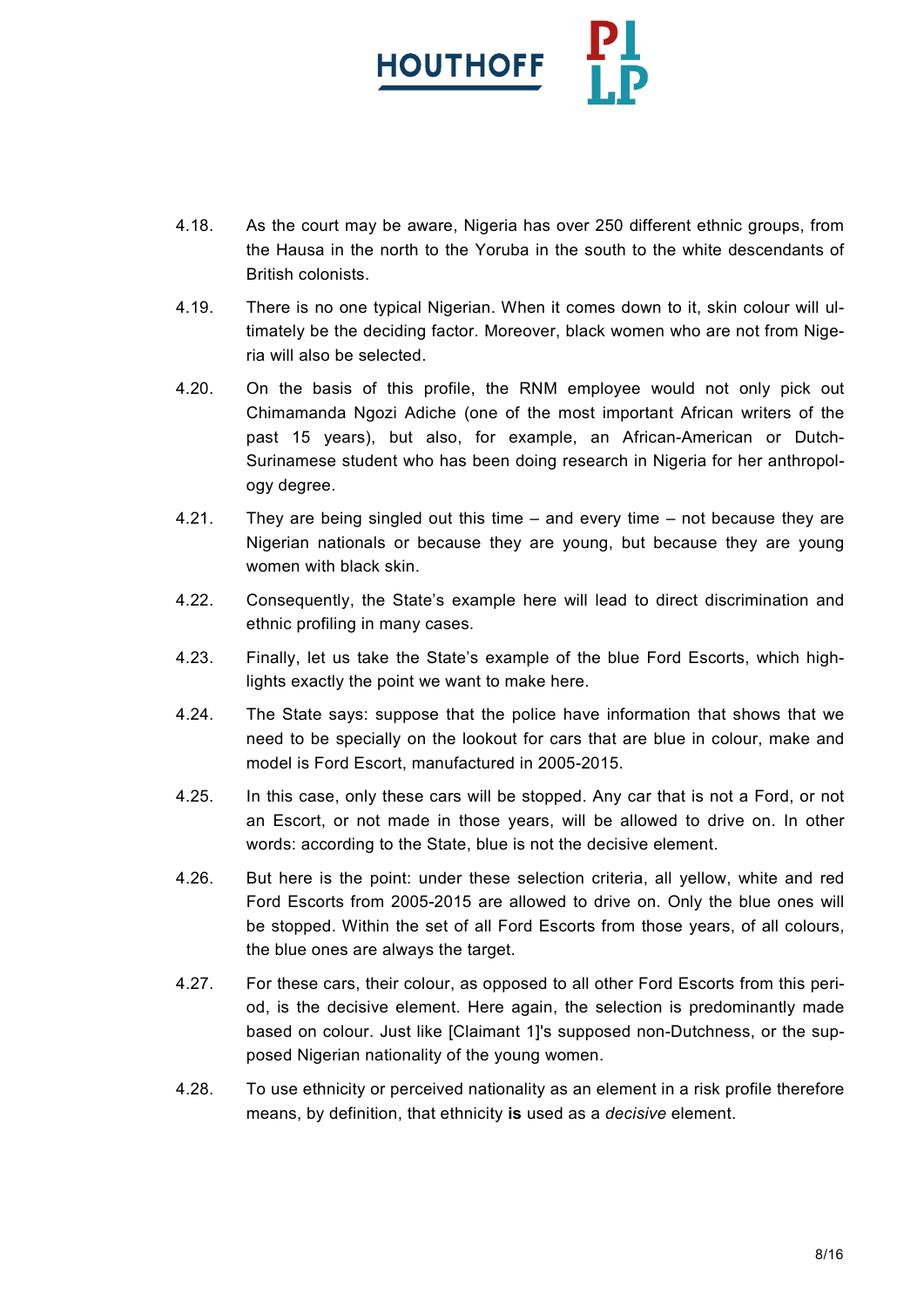4.18. As the court may be aware, Nigeria has over 250 different ethnic groups, from the Hausa in the north to the Yoruba in the south to the white descendants of British colonists.

4.19. There is no one typical Nigerian. When it comes down to it, skin colour will ultimately be the deciding factor. Moreover, black women who are not from Nigeria will also be selected.

4.20. On the basis of this profile, the RNM employee would not only pick out Chimamanda Ngozi Adiche (one of the most important African writers of the past 15 years), but also, for example, an African-American or Dutch-Surinamese student who has been doing research in Nigeria for her anthropology degree.

4.21. They are being singled out this time – and every time – not because they are Nigerian nationals or because they are young, but because they are young women with black skin.

4.22. Consequently, the State's example here will lead to direct discrimination and ethnic profiling in many cases.

4.23. Finally, let us take the State's example of the blue Ford Escorts, which highlights exactly the point we want to make here.

4.24. The State says: suppose that the police have information that shows that we need to be specially on the lookout for cars that are blue in colour, make and model is Ford Escort, manufactured in 2005-2015.

4.25. In this case, only these cars will be stopped. Any car that is not a Ford, or not an Escort, or not made in those years, will be allowed to drive on. In other words: according to the State, blue is not the decisive element.

4.26. But here is the point: under these selection criteria, all yellow, white and red Ford Escorts from 2005-2015 are allowed to drive on. Only the blue ones will be stopped. Within the set of all Ford Escorts from those years, of all colours, the blue ones are always the target.

4.27. For these cars, their colour, as opposed to all other Ford Escorts from this period, is the decisive element. Here again, the selection is predominantly made based on colour. Just like [Claimant 1]'s supposed non-Dutchness, or the supposed Nigerian nationality of the young women.

4.28. To use ethnicity or perceived nationality as an element in a risk profile therefore means, by definition, that ethnicity **is** used as a *decisive* element.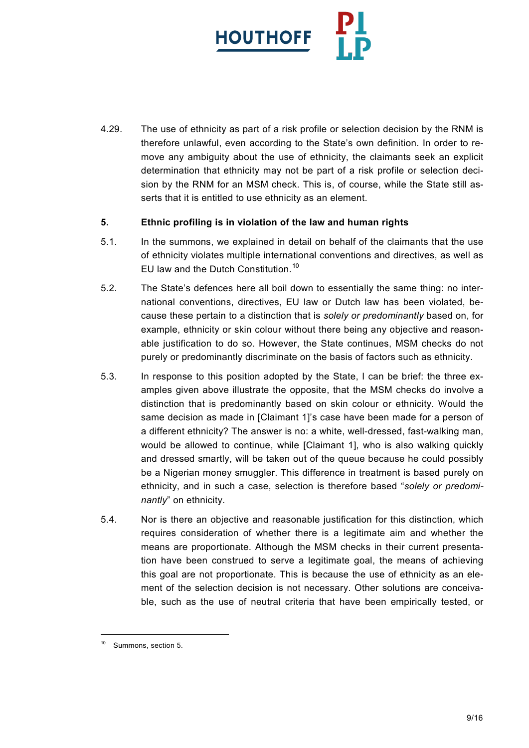4.29. The use of ethnicity as part of a risk profile or selection decision by the RNM is therefore unlawful, even according to the State's own definition. In order to remove any ambiguity about the use of ethnicity, the claimants seek an explicit determination that ethnicity may not be part of a risk profile or selection decision by the RNM for an MSM check. This is, of course, while the State still asserts that it is entitled to use ethnicity as an element.

**5. Ethnic profiling is in violation of the law and human rights**

5.1. In the summons, we explained in detail on behalf of the claimants that the use of ethnicity violates multiple international conventions and directives, as well as EU law and the Dutch Constitution.[10]

5.2. The State's defences here all boil down to essentially the same thing: no international conventions, directives, EU law or Dutch law has been violated, because these pertain to a distinction that is *solely or predominantly* based on, for example, ethnicity or skin colour without there being any objective and reasonable justification to do so. However, the State continues, MSM checks do not purely or predominantly discriminate on the basis of factors such as ethnicity.

5.3. In response to this position adopted by the State, I can be brief: the three examples given above illustrate the opposite, that the MSM checks do involve a distinction that is predominantly based on skin colour or ethnicity. Would the same decision as made in [Claimant 1]'s case have been made for a person of a different ethnicity? The answer is no: a white, well-dressed, fast-walking man, would be allowed to continue, while [Claimant 1], who is also walking quickly and dressed smartly, will be taken out of the queue because he could possibly be a Nigerian money smuggler. This difference in treatment is based purely on ethnicity, and in such a case, selection is therefore based "*solely or predominantly*" on ethnicity.

5.4. Nor is there an objective and reasonable justification for this distinction, which requires consideration of whether there is a legitimate aim and whether the means are proportionate. Although the MSM checks in their current presentation have been construed to serve a legitimate goal, the means of achieving this goal are not proportionate. This is because the use of ethnicity as an element of the selection decision is not necessary. Other solutions are conceivable, such as the use of neutral criteria that have been empirically tested, or

---

[10] Summons, section 5.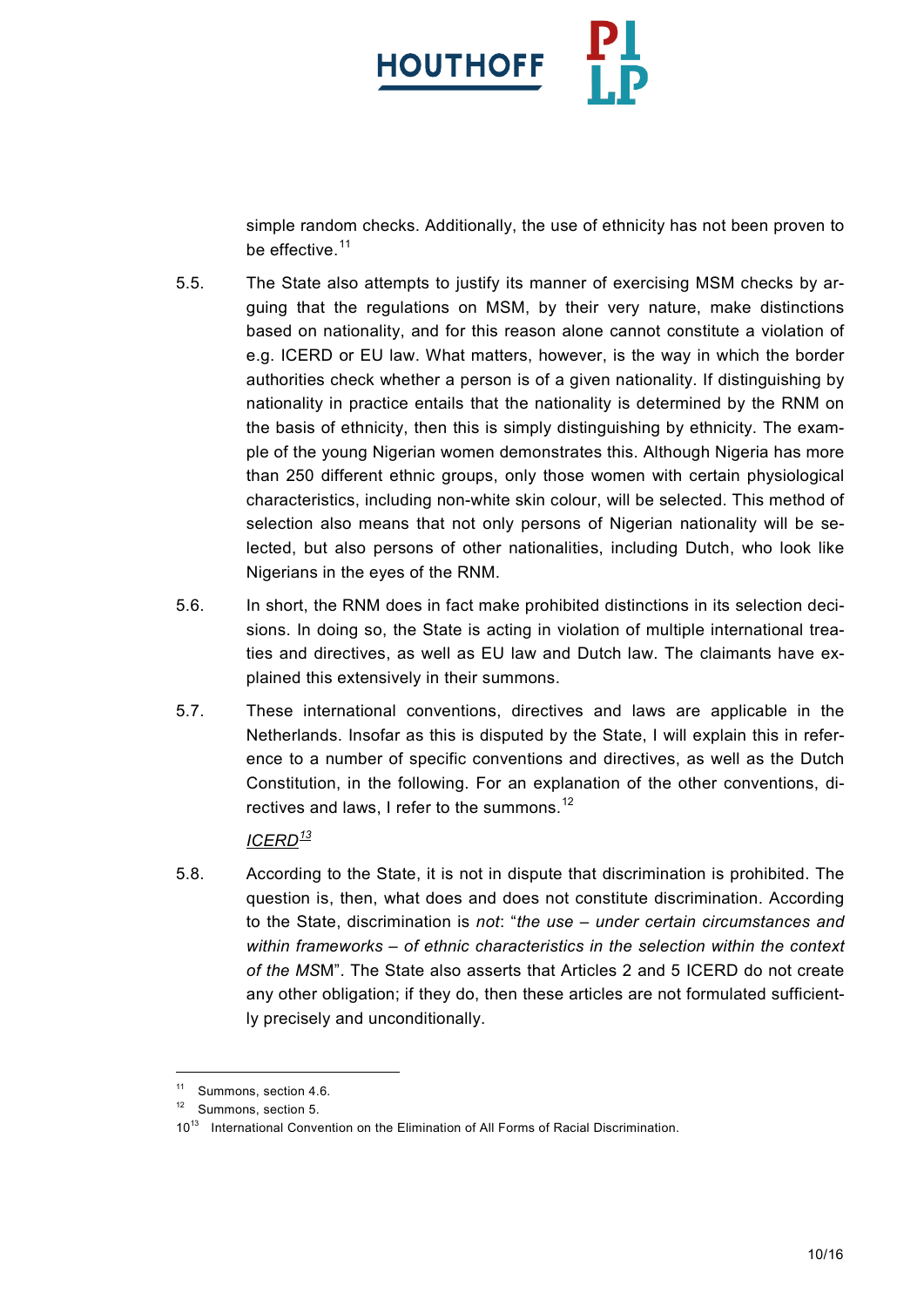simple random checks. Additionally, the use of ethnicity has not been proven to be effective.[11]

5.5. The State also attempts to justify its manner of exercising MSM checks by arguing that the regulations on MSM, by their very nature, make distinctions based on nationality, and for this reason alone cannot constitute a violation of e.g. ICERD or EU law. What matters, however, is the way in which the border authorities check whether a person is of a given nationality. If distinguishing by nationality in practice entails that the nationality is determined by the RNM on the basis of ethnicity, then this is simply distinguishing by ethnicity. The example of the young Nigerian women demonstrates this. Although Nigeria has more than 250 different ethnic groups, only those women with certain physiological characteristics, including non-white skin colour, will be selected. This method of selection also means that not only persons of Nigerian nationality will be selected, but also persons of other nationalities, including Dutch, who look like Nigerians in the eyes of the RNM.

5.6. In short, the RNM does in fact make prohibited distinctions in its selection decisions. In doing so, the State is acting in violation of multiple international treaties and directives, as well as EU law and Dutch law. The claimants have explained this extensively in their summons.

5.7. These international conventions, directives and laws are applicable in the Netherlands. Insofar as this is disputed by the State, I will explain this in reference to a number of specific conventions and directives, as well as the Dutch Constitution, in the following. For an explanation of the other conventions, directives and laws, I refer to the summons.[12]

*ICERD*[13]

5.8. According to the State, it is not in dispute that discrimination is prohibited. The question is, then, what does and does not constitute discrimination. According to the State, discrimination is *not*: "*the use – under certain circumstances and within frameworks – of ethnic characteristics in the selection within the context of the MS*M". The State also asserts that Articles 2 and 5 ICERD do not create any other obligation; if they do, then these articles are not formulated sufficiently precisely and unconditionally.

---

[11] Summons, section 4.6.

[12] Summons, section 5.

[13] International Convention on the Elimination of All Forms of Racial Discrimination.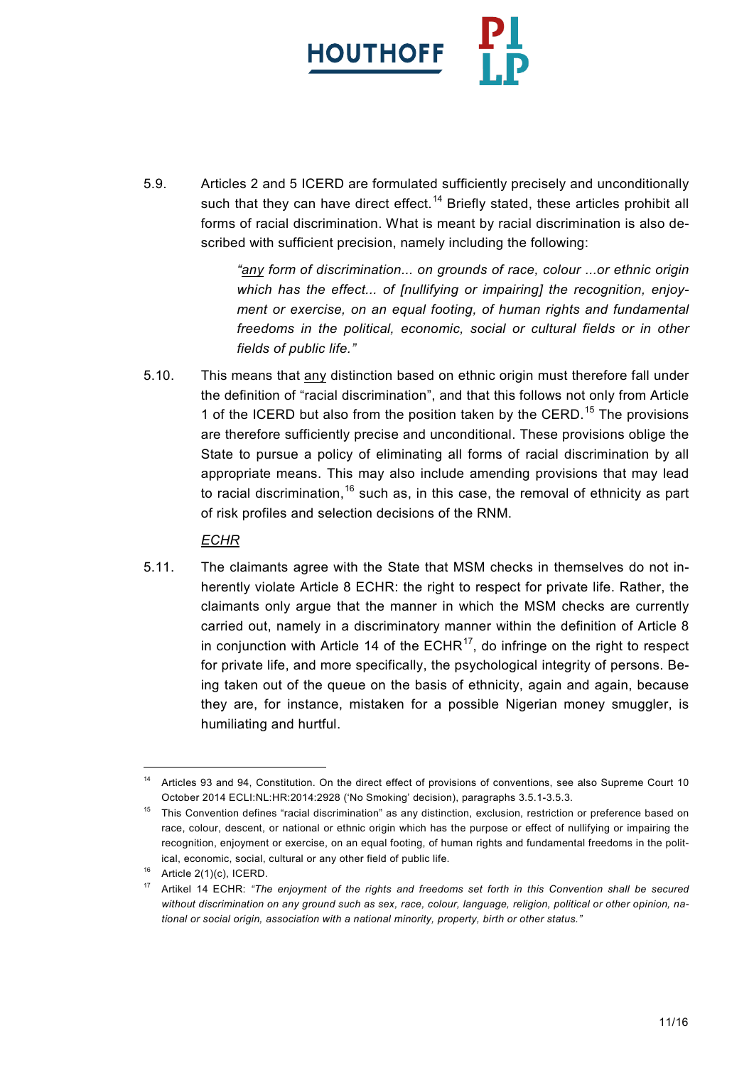5.9. Articles 2 and 5 ICERD are formulated sufficiently precisely and unconditionally such that they can have direct effect.[14] Briefly stated, these articles prohibit all forms of racial discrimination. What is meant by racial discrimination is also described with sufficient precision, namely including the following:

> *"<u>any</u> form of discrimination... on grounds of race, colour ...or ethnic origin which has the effect... of [nullifying or impairing] the recognition, enjoyment or exercise, on an equal footing, of human rights and fundamental freedoms in the political, economic, social or cultural fields or in other fields of public life."*

5.10. This means that <u>any</u> distinction based on ethnic origin must therefore fall under the definition of "racial discrimination", and that this follows not only from Article 1 of the ICERD but also from the position taken by the CERD.[15] The provisions are therefore sufficiently precise and unconditional. These provisions oblige the State to pursue a policy of eliminating all forms of racial discrimination by all appropriate means. This may also include amending provisions that may lead to racial discrimination,[16] such as, in this case, the removal of ethnicity as part of risk profiles and selection decisions of the RNM.

*<u>ECHR</u>*

5.11. The claimants agree with the State that MSM checks in themselves do not inherently violate Article 8 ECHR: the right to respect for private life. Rather, the claimants only argue that the manner in which the MSM checks are currently carried out, namely in a discriminatory manner within the definition of Article 8 in conjunction with Article 14 of the ECHR[17], do infringe on the right to respect for private life, and more specifically, the psychological integrity of persons. Being taken out of the queue on the basis of ethnicity, again and again, because they are, for instance, mistaken for a possible Nigerian money smuggler, is humiliating and hurtful.

---

[14] Articles 93 and 94, Constitution. On the direct effect of provisions of conventions, see also Supreme Court 10 October 2014 ECLI:NL:HR:2014:2928 ('No Smoking' decision), paragraphs 3.5.1-3.5.3.

[15] This Convention defines "racial discrimination" as any distinction, exclusion, restriction or preference based on race, colour, descent, or national or ethnic origin which has the purpose or effect of nullifying or impairing the recognition, enjoyment or exercise, on an equal footing, of human rights and fundamental freedoms in the political, economic, social, cultural or any other field of public life.

[16] Article 2(1)(c), ICERD.

[17] Artikel 14 ECHR: *"The enjoyment of the rights and freedoms set forth in this Convention shall be secured without discrimination on any ground such as sex, race, colour, language, religion, political or other opinion, national or social origin, association with a national minority, property, birth or other status."*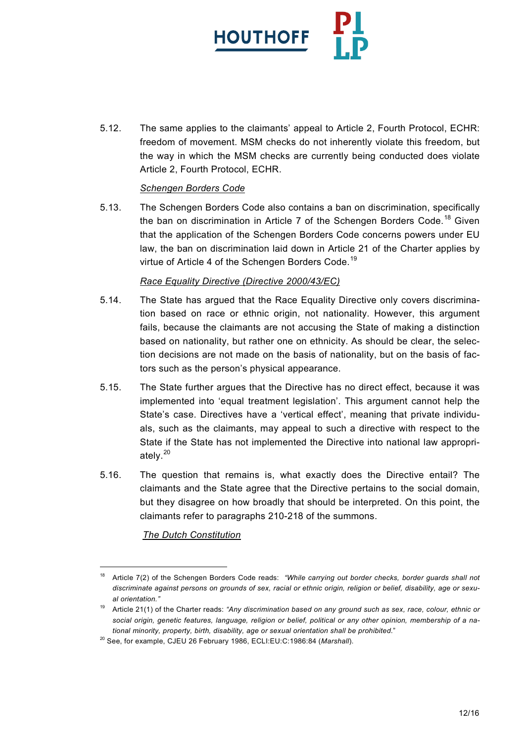5.12. The same applies to the claimants' appeal to Article 2, Fourth Protocol, ECHR: freedom of movement. MSM checks do not inherently violate this freedom, but the way in which the MSM checks are currently being conducted does violate Article 2, Fourth Protocol, ECHR.

*Schengen Borders Code*

5.13. The Schengen Borders Code also contains a ban on discrimination, specifically the ban on discrimination in Article 7 of the Schengen Borders Code.[18] Given that the application of the Schengen Borders Code concerns powers under EU law, the ban on discrimination laid down in Article 21 of the Charter applies by virtue of Article 4 of the Schengen Borders Code.[19]

*Race Equality Directive (Directive 2000/43/EC)*

5.14. The State has argued that the Race Equality Directive only covers discrimination based on race or ethnic origin, not nationality. However, this argument fails, because the claimants are not accusing the State of making a distinction based on nationality, but rather one on ethnicity. As should be clear, the selection decisions are not made on the basis of nationality, but on the basis of factors such as the person's physical appearance.

5.15. The State further argues that the Directive has no direct effect, because it was implemented into 'equal treatment legislation'. This argument cannot help the State's case. Directives have a 'vertical effect', meaning that private individuals, such as the claimants, may appeal to such a directive with respect to the State if the State has not implemented the Directive into national law appropriately.[20]

5.16. The question that remains is, what exactly does the Directive entail? The claimants and the State agree that the Directive pertains to the social domain, but they disagree on how broadly that should be interpreted. On this point, the claimants refer to paragraphs 210-218 of the summons.

*The Dutch Constitution*

---

[18] Article 7(2) of the Schengen Borders Code reads: *"While carrying out border checks, border guards shall not discriminate against persons on grounds of sex, racial or ethnic origin, religion or belief, disability, age or sexual orientation."*

[19] Article 21(1) of the Charter reads: *"Any discrimination based on any ground such as sex, race, colour, ethnic or social origin, genetic features, language, religion or belief, political or any other opinion, membership of a national minority, property, birth, disability, age or sexual orientation shall be prohibited."*

[20] See, for example, CJEU 26 February 1986, ECLI:EU:C:1986:84 (*Marshall*).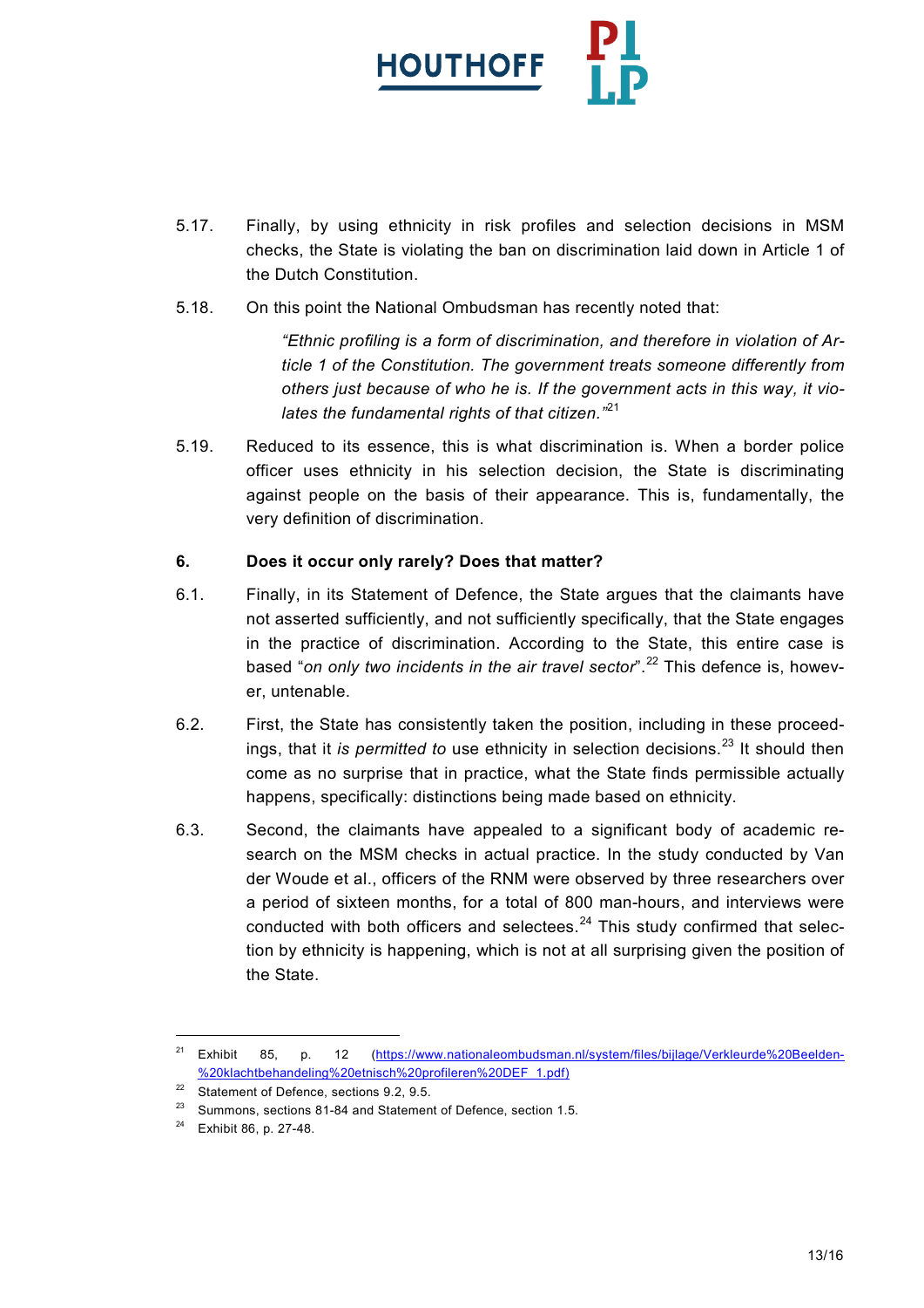5.17. Finally, by using ethnicity in risk profiles and selection decisions in MSM checks, the State is violating the ban on discrimination laid down in Article 1 of the Dutch Constitution.

5.18. On this point the National Ombudsman has recently noted that:

> *"Ethnic profiling is a form of discrimination, and therefore in violation of Article 1 of the Constitution. The government treats someone differently from others just because of who he is. If the government acts in this way, it violates the fundamental rights of that citizen."*[21]

5.19. Reduced to its essence, this is what discrimination is. When a border police officer uses ethnicity in his selection decision, the State is discriminating against people on the basis of their appearance. This is, fundamentally, the very definition of discrimination.

## 6. Does it occur only rarely? Does that matter?

6.1. Finally, in its Statement of Defence, the State argues that the claimants have not asserted sufficiently, and not sufficiently specifically, that the State engages in the practice of discrimination. According to the State, this entire case is based "*on only two incidents in the air travel sector*".[22] This defence is, however, untenable.

6.2. First, the State has consistently taken the position, including in these proceedings, that it *is permitted to* use ethnicity in selection decisions.[23] It should then come as no surprise that in practice, what the State finds permissible actually happens, specifically: distinctions being made based on ethnicity.

6.3. Second, the claimants have appealed to a significant body of academic research on the MSM checks in actual practice. In the study conducted by Van der Woude et al., officers of the RNM were observed by three researchers over a period of sixteen months, for a total of 800 man-hours, and interviews were conducted with both officers and selectees.[24] This study confirmed that selection by ethnicity is happening, which is not at all surprising given the position of the State.

---

[21] Exhibit 85, p. 12 (https://www.nationaleombudsman.nl/system/files/bijlage/Verkleurde%20Beelden-%20klachtbehandeling%20etnisch%20profileren%20DEF_1.pdf)

[22] Statement of Defence, sections 9.2, 9.5.

[23] Summons, sections 81-84 and Statement of Defence, section 1.5.

[24] Exhibit 86, p. 27-48.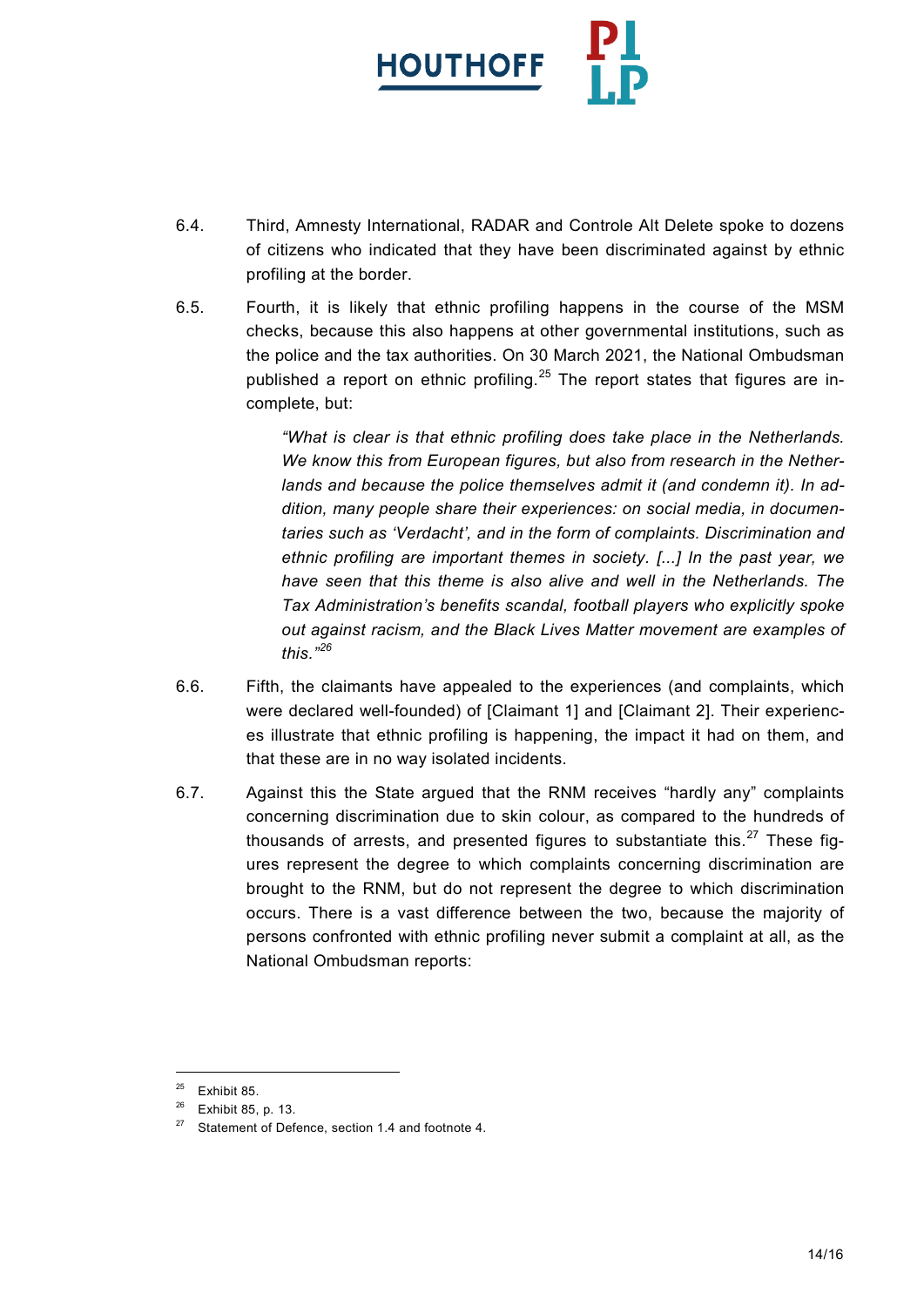6.4. Third, Amnesty International, RADAR and Controle Alt Delete spoke to dozens of citizens who indicated that they have been discriminated against by ethnic profiling at the border.

6.5. Fourth, it is likely that ethnic profiling happens in the course of the MSM checks, because this also happens at other governmental institutions, such as the police and the tax authorities. On 30 March 2021, the National Ombudsman published a report on ethnic profiling.[25] The report states that figures are incomplete, but:

> *"What is clear is that ethnic profiling does take place in the Netherlands. We know this from European figures, but also from research in the Netherlands and because the police themselves admit it (and condemn it). In addition, many people share their experiences: on social media, in documentaries such as 'Verdacht', and in the form of complaints. Discrimination and ethnic profiling are important themes in society. [...] In the past year, we have seen that this theme is also alive and well in the Netherlands. The Tax Administration's benefits scandal, football players who explicitly spoke out against racism, and the Black Lives Matter movement are examples of this."*[26]

6.6. Fifth, the claimants have appealed to the experiences (and complaints, which were declared well-founded) of [Claimant 1] and [Claimant 2]. Their experiences illustrate that ethnic profiling is happening, the impact it had on them, and that these are in no way isolated incidents.

6.7. Against this the State argued that the RNM receives "hardly any" complaints concerning discrimination due to skin colour, as compared to the hundreds of thousands of arrests, and presented figures to substantiate this.[27] These figures represent the degree to which complaints concerning discrimination are brought to the RNM, but do not represent the degree to which discrimination occurs. There is a vast difference between the two, because the majority of persons confronted with ethnic profiling never submit a complaint at all, as the National Ombudsman reports:

---

[25] Exhibit 85.

[26] Exhibit 85, p. 13.

[27] Statement of Defence, section 1.4 and footnote 4.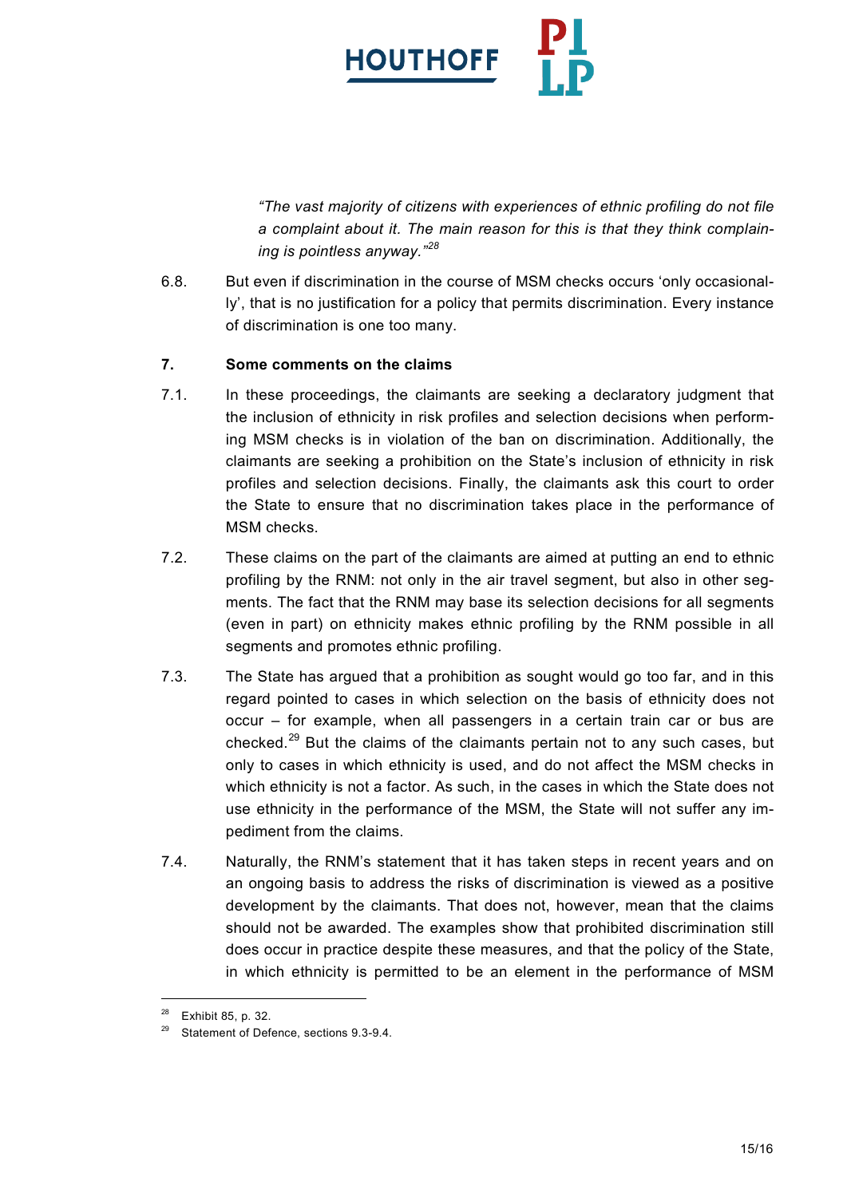> *"The vast majority of citizens with experiences of ethnic profiling do not file a complaint about it. The main reason for this is that they think complaining is pointless anyway."*[28]

6.8. But even if discrimination in the course of MSM checks occurs 'only occasionally', that is no justification for a policy that permits discrimination. Every instance of discrimination is one too many.

**7. Some comments on the claims**

7.1. In these proceedings, the claimants are seeking a declaratory judgment that the inclusion of ethnicity in risk profiles and selection decisions when performing MSM checks is in violation of the ban on discrimination. Additionally, the claimants are seeking a prohibition on the State's inclusion of ethnicity in risk profiles and selection decisions. Finally, the claimants ask this court to order the State to ensure that no discrimination takes place in the performance of MSM checks.

7.2. These claims on the part of the claimants are aimed at putting an end to ethnic profiling by the RNM: not only in the air travel segment, but also in other segments. The fact that the RNM may base its selection decisions for all segments (even in part) on ethnicity makes ethnic profiling by the RNM possible in all segments and promotes ethnic profiling.

7.3. The State has argued that a prohibition as sought would go too far, and in this regard pointed to cases in which selection on the basis of ethnicity does not occur – for example, when all passengers in a certain train car or bus are checked.[29] But the claims of the claimants pertain not to any such cases, but only to cases in which ethnicity is used, and do not affect the MSM checks in which ethnicity is not a factor. As such, in the cases in which the State does not use ethnicity in the performance of the MSM, the State will not suffer any impediment from the claims.

7.4. Naturally, the RNM's statement that it has taken steps in recent years and on an ongoing basis to address the risks of discrimination is viewed as a positive development by the claimants. That does not, however, mean that the claims should not be awarded. The examples show that prohibited discrimination still does occur in practice despite these measures, and that the policy of the State, in which ethnicity is permitted to be an element in the performance of MSM

---

[28] Exhibit 85, p. 32.

[29] Statement of Defence, sections 9.3-9.4.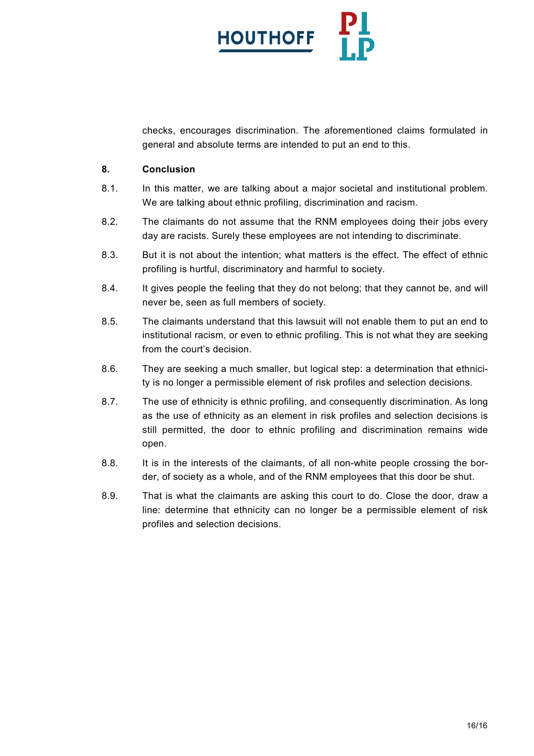checks, encourages discrimination. The aforementioned claims formulated in general and absolute terms are intended to put an end to this.

## 8. Conclusion

8.1. In this matter, we are talking about a major societal and institutional problem. We are talking about ethnic profiling, discrimination and racism.

8.2. The claimants do not assume that the RNM employees doing their jobs every day are racists. Surely these employees are not intending to discriminate.

8.3. But it is not about the intention; what matters is the effect. The effect of ethnic profiling is hurtful, discriminatory and harmful to society.

8.4. It gives people the feeling that they do not belong; that they cannot be, and will never be, seen as full members of society.

8.5. The claimants understand that this lawsuit will not enable them to put an end to institutional racism, or even to ethnic profiling. This is not what they are seeking from the court's decision.

8.6. They are seeking a much smaller, but logical step: a determination that ethnicity is no longer a permissible element of risk profiles and selection decisions.

8.7. The use of ethnicity is ethnic profiling, and consequently discrimination. As long as the use of ethnicity as an element in risk profiles and selection decisions is still permitted, the door to ethnic profiling and discrimination remains wide open.

8.8. It is in the interests of the claimants, of all non-white people crossing the border, of society as a whole, and of the RNM employees that this door be shut.

8.9. That is what the claimants are asking this court to do. Close the door, draw a line: determine that ethnicity can no longer be a permissible element of risk profiles and selection decisions.